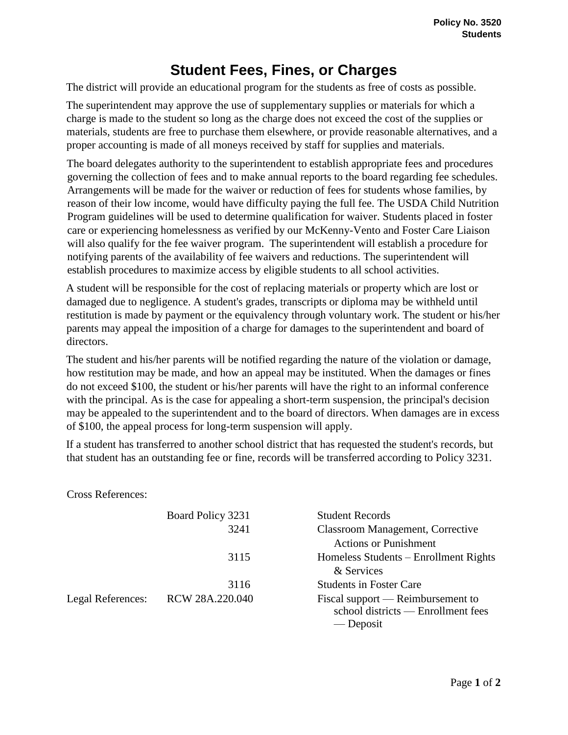Policy No. 3520
Students

# Student Fees, Fines, or Charges

The district will provide an educational program for the students as free of costs as possible.

The superintendent may approve the use of supplementary supplies or materials for which a charge is made to the student so long as the charge does not exceed the cost of the supplies or materials, students are free to purchase them elsewhere, or provide reasonable alternatives, and a proper accounting is made of all moneys received by staff for supplies and materials.

The board delegates authority to the superintendent to establish appropriate fees and procedures governing the collection of fees and to make annual reports to the board regarding fee schedules. Arrangements will be made for the waiver or reduction of fees for students whose families, by reason of their low income, would have difficulty paying the full fee. The USDA Child Nutrition Program guidelines will be used to determine qualification for waiver. Students placed in foster care or experiencing homelessness as verified by our McKenny-Vento and Foster Care Liaison will also qualify for the fee waiver program. The superintendent will establish a procedure for notifying parents of the availability of fee waivers and reductions. The superintendent will establish procedures to maximize access by eligible students to all school activities.

A student will be responsible for the cost of replacing materials or property which are lost or damaged due to negligence. A student's grades, transcripts or diploma may be withheld until restitution is made by payment or the equivalency through voluntary work. The student or his/her parents may appeal the imposition of a charge for damages to the superintendent and board of directors.

The student and his/her parents will be notified regarding the nature of the violation or damage, how restitution may be made, and how an appeal may be instituted. When the damages or fines do not exceed $100, the student or his/her parents will have the right to an informal conference with the principal. As is the case for appealing a short-term suspension, the principal's decision may be appealed to the superintendent and to the board of directors. When damages are in excess of $100, the appeal process for long-term suspension will apply.

If a student has transferred to another school district that has requested the student's records, but that student has an outstanding fee or fine, records will be transferred according to Policy 3231.

| Cross References: | | |
|---|---|---|
| | Board Policy 3231 | Student Records |
| | 3241 | Classroom Management, Corrective Actions or Punishment |
| | 3115 | Homeless Students – Enrollment Rights & Services |
| | 3116 | Students in Foster Care |
| Legal References: | RCW 28A.220.040 | Fiscal support — Reimbursement to school districts — Enrollment fees — Deposit |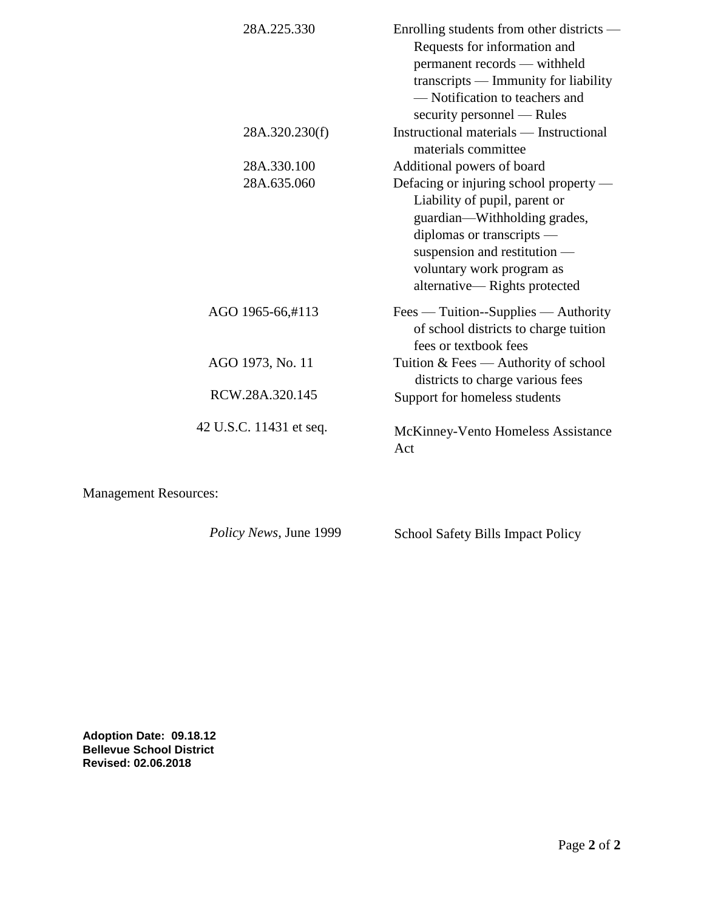| | |
|---|---|
| 28A.225.330 | Enrolling students from other districts — Requests for information and permanent records — withheld transcripts — Immunity for liability — Notification to teachers and security personnel — Rules |
| 28A.320.230(f) | Instructional materials — Instructional materials committee |
| 28A.330.100 | Additional powers of board |
| 28A.635.060 | Defacing or injuring school property — Liability of pupil, parent or guardian—Withholding grades, diplomas or transcripts — suspension and restitution — voluntary work program as alternative— Rights protected |
| AGO 1965-66,#113 | Fees — Tuition--Supplies — Authority of school districts to charge tuition fees or textbook fees |
| AGO 1973, No. 11 | Tuition & Fees — Authority of school districts to charge various fees |
| RCW.28A.320.145 | Support for homeless students |
| 42 U.S.C. 11431 et seq. | McKinney-Vento Homeless Assistance Act |

Management Resources:

| | |
|---|---|
| *Policy News*, June 1999 | School Safety Bills Impact Policy |

**Adoption Date: 09.18.12**
**Bellevue School District**
**Revised: 02.06.2018**